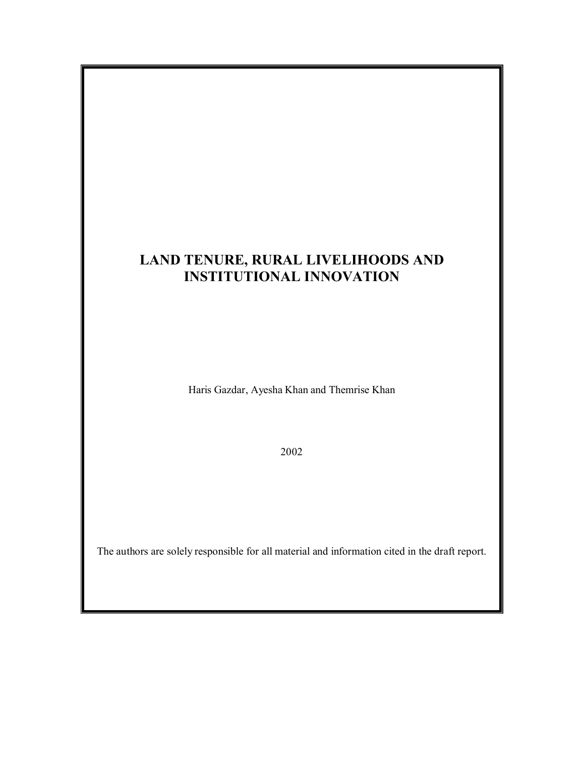# LAND TENURE, RURAL LIVELIHOODS AND INSTITUTIONAL INNOVATION

Haris Gazdar, Ayesha Khan and Themrise Khan

2002

The authors are solely responsible for all material and information cited in the draft report.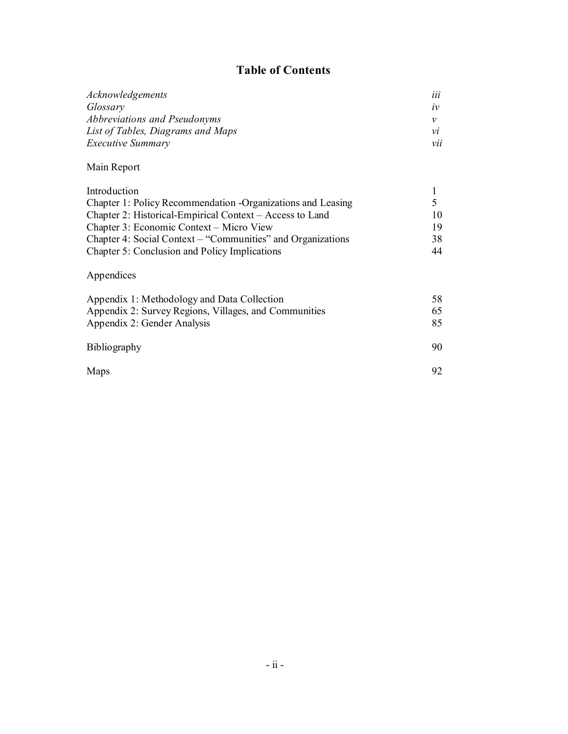# Table of Contents

| | |
|---|---|
| *Acknowledgements* | *iii* |
| *Glossary* | *iv* |
| *Abbreviations and Pseudonyms* | *v* |
| *List of Tables, Diagrams and Maps* | *vi* |
| *Executive Summary* | *vii* |

Main Report

| | |
|---|---|
| Introduction | 1 |
| Chapter 1: Policy Recommendation -Organizations and Leasing | 5 |
| Chapter 2: Historical-Empirical Context – Access to Land | 10 |
| Chapter 3: Economic Context – Micro View | 19 |
| Chapter 4: Social Context – "Communities" and Organizations | 38 |
| Chapter 5: Conclusion and Policy Implications | 44 |

Appendices

| | |
|---|---|
| Appendix 1: Methodology and Data Collection | 58 |
| Appendix 2: Survey Regions, Villages, and Communities | 65 |
| Appendix 2: Gender Analysis | 85 |

| | |
|---|---|
| Bibliography | 90 |
| Maps | 92 |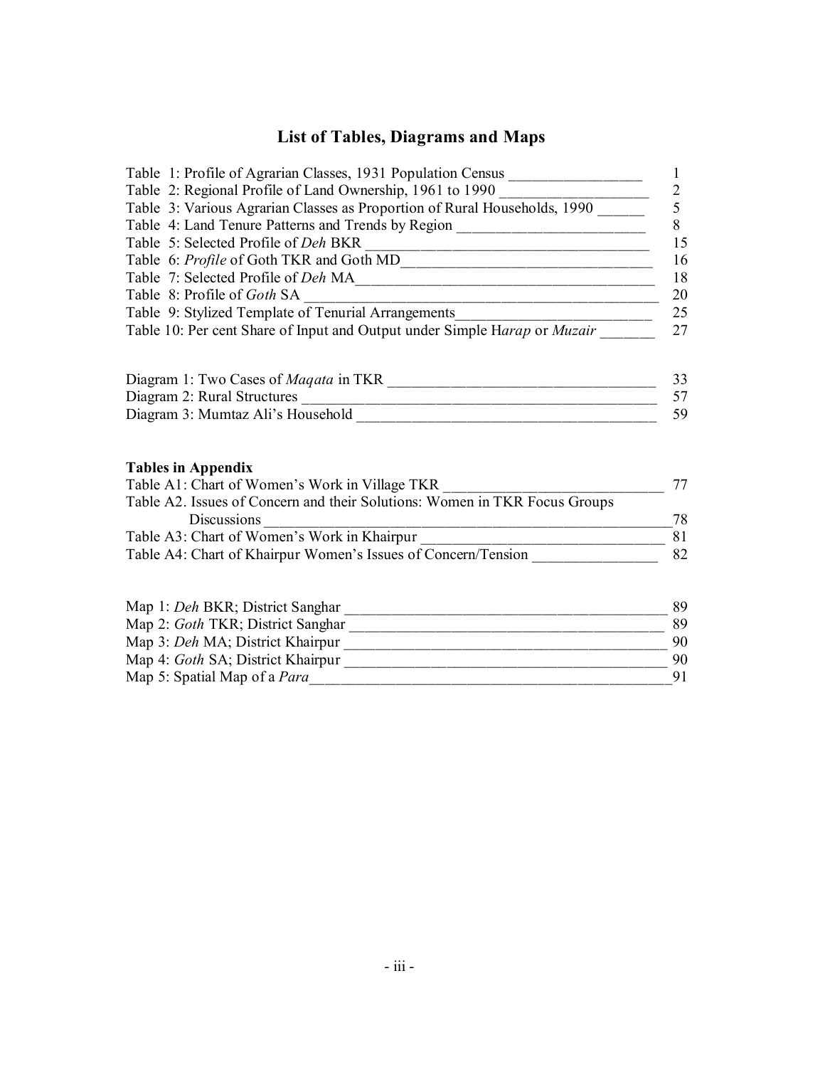# List of Tables, Diagrams and Maps

Table 1: Profile of Agrarian Classes, 1931 Population Census _________________ 1
Table 2: Regional Profile of Land Ownership, 1961 to 1990 __________________ 2
Table 3: Various Agrarian Classes as Proportion of Rural Households, 1990 ______ 5
Table 4: Land Tenure Patterns and Trends by Region ________________________ 8
Table 5: Selected Profile of *Deh* BKR ____________________________________ 15
Table 6: *Profile* of Goth TKR and Goth MD________________________________ 16
Table 7: Selected Profile of *Deh* MA______________________________________ 18
Table 8: Profile of *Goth* SA ____________________________________________ 20
Table 9: Stylized Template of Tenurial Arrangements_________________________ 25
Table 10: Per cent Share of Input and Output under Simple H*arap* or *Muzair* _______ 27

Diagram 1: Two Cases of *Maqata* in TKR __________________________________ 33
Diagram 2: Rural Structures _____________________________________________ 57
Diagram 3: Mumtaz Ali's Household ______________________________________ 59

**Tables in Appendix**

Table A1: Chart of Women's Work in Village TKR _____________________________ 77
Table A2. Issues of Concern and their Solutions: Women in TKR Focus Groups Discussions _____________________________________________________78
Table A3: Chart of Women's Work in Khairpur ________________________________ 81
Table A4: Chart of Khairpur Women's Issues of Concern/Tension ________________ 82

Map 1: *Deh* BKR; District Sanghar __________________________________________ 89
Map 2: *Goth* TKR; District Sanghar _________________________________________ 89
Map 3: *Deh* MA; District Khairpur __________________________________________ 90
Map 4: *Goth* SA; District Khairpur __________________________________________ 90
Map 5: Spatial Map of a *Para*_______________________________________________91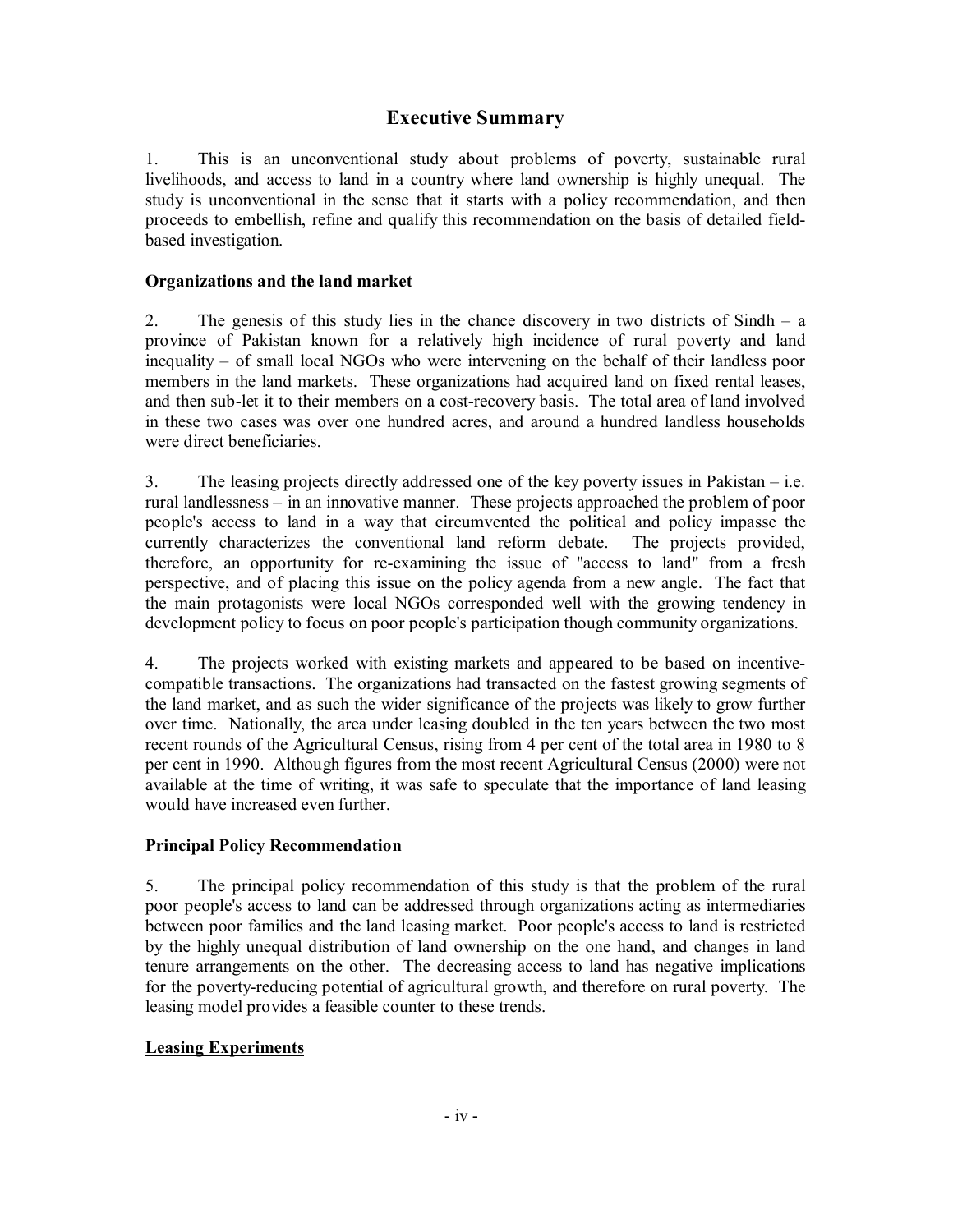# Executive Summary

1. This is an unconventional study about problems of poverty, sustainable rural livelihoods, and access to land in a country where land ownership is highly unequal. The study is unconventional in the sense that it starts with a policy recommendation, and then proceeds to embellish, refine and qualify this recommendation on the basis of detailed field-based investigation.

## Organizations and the land market

2. The genesis of this study lies in the chance discovery in two districts of Sindh – a province of Pakistan known for a relatively high incidence of rural poverty and land inequality – of small local NGOs who were intervening on the behalf of their landless poor members in the land markets. These organizations had acquired land on fixed rental leases, and then sub-let it to their members on a cost-recovery basis. The total area of land involved in these two cases was over one hundred acres, and around a hundred landless households were direct beneficiaries.

3. The leasing projects directly addressed one of the key poverty issues in Pakistan – i.e. rural landlessness – in an innovative manner. These projects approached the problem of poor people's access to land in a way that circumvented the political and policy impasse the currently characterizes the conventional land reform debate. The projects provided, therefore, an opportunity for re-examining the issue of "access to land" from a fresh perspective, and of placing this issue on the policy agenda from a new angle. The fact that the main protagonists were local NGOs corresponded well with the growing tendency in development policy to focus on poor people's participation though community organizations.

4. The projects worked with existing markets and appeared to be based on incentive-compatible transactions. The organizations had transacted on the fastest growing segments of the land market, and as such the wider significance of the projects was likely to grow further over time. Nationally, the area under leasing doubled in the ten years between the two most recent rounds of the Agricultural Census, rising from 4 per cent of the total area in 1980 to 8 per cent in 1990. Although figures from the most recent Agricultural Census (2000) were not available at the time of writing, it was safe to speculate that the importance of land leasing would have increased even further.

## Principal Policy Recommendation

5. The principal policy recommendation of this study is that the problem of the rural poor people's access to land can be addressed through organizations acting as intermediaries between poor families and the land leasing market. Poor people's access to land is restricted by the highly unequal distribution of land ownership on the one hand, and changes in land tenure arrangements on the other. The decreasing access to land has negative implications for the poverty-reducing potential of agricultural growth, and therefore on rural poverty. The leasing model provides a feasible counter to these trends.

## Leasing Experiments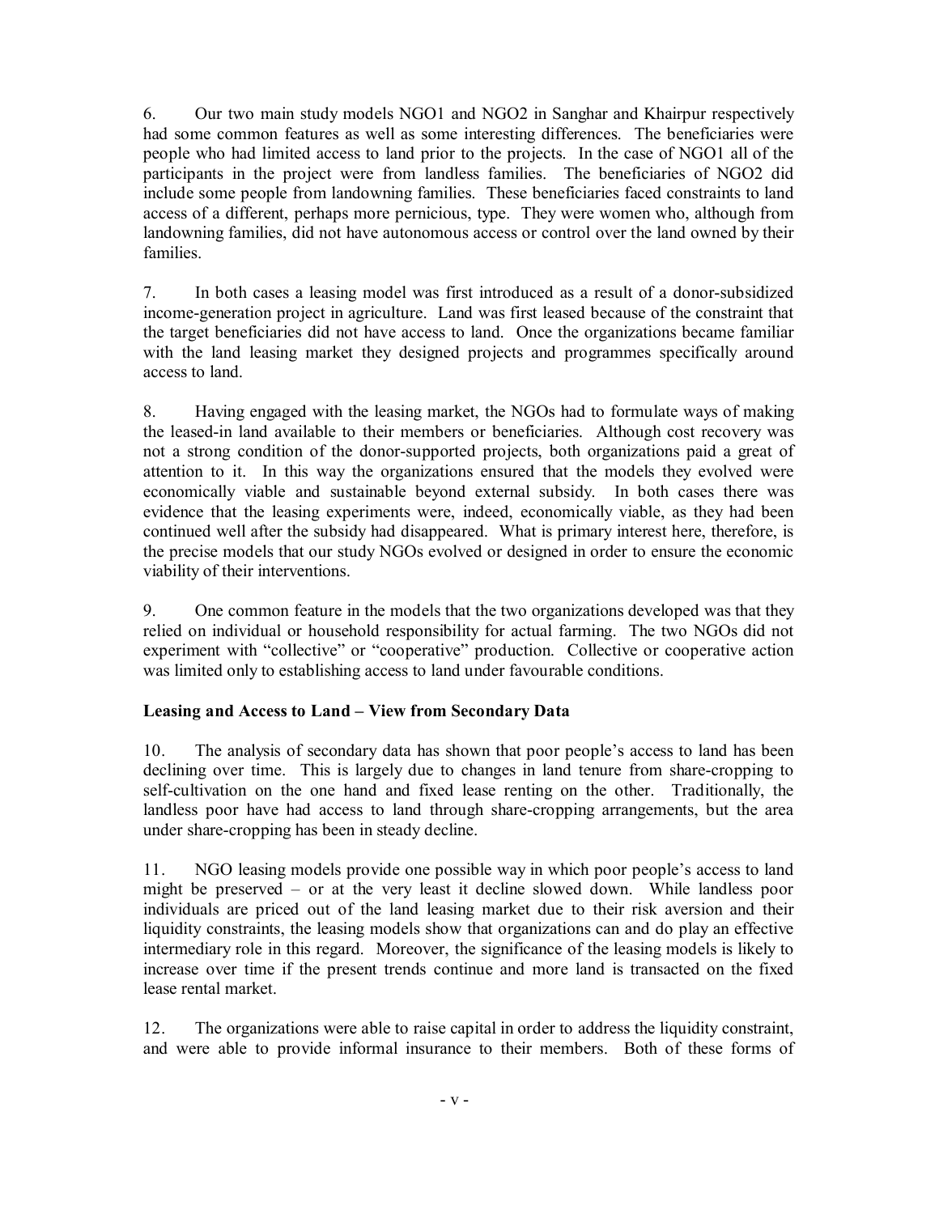6. Our two main study models NGO1 and NGO2 in Sanghar and Khairpur respectively had some common features as well as some interesting differences. The beneficiaries were people who had limited access to land prior to the projects. In the case of NGO1 all of the participants in the project were from landless families. The beneficiaries of NGO2 did include some people from landowning families. These beneficiaries faced constraints to land access of a different, perhaps more pernicious, type. They were women who, although from landowning families, did not have autonomous access or control over the land owned by their families.

7. In both cases a leasing model was first introduced as a result of a donor-subsidized income-generation project in agriculture. Land was first leased because of the constraint that the target beneficiaries did not have access to land. Once the organizations became familiar with the land leasing market they designed projects and programmes specifically around access to land.

8. Having engaged with the leasing market, the NGOs had to formulate ways of making the leased-in land available to their members or beneficiaries. Although cost recovery was not a strong condition of the donor-supported projects, both organizations paid a great of attention to it. In this way the organizations ensured that the models they evolved were economically viable and sustainable beyond external subsidy. In both cases there was evidence that the leasing experiments were, indeed, economically viable, as they had been continued well after the subsidy had disappeared. What is primary interest here, therefore, is the precise models that our study NGOs evolved or designed in order to ensure the economic viability of their interventions.

9. One common feature in the models that the two organizations developed was that they relied on individual or household responsibility for actual farming. The two NGOs did not experiment with "collective" or "cooperative" production. Collective or cooperative action was limited only to establishing access to land under favourable conditions.

**Leasing and Access to Land – View from Secondary Data**

10. The analysis of secondary data has shown that poor people's access to land has been declining over time. This is largely due to changes in land tenure from share-cropping to self-cultivation on the one hand and fixed lease renting on the other. Traditionally, the landless poor have had access to land through share-cropping arrangements, but the area under share-cropping has been in steady decline.

11. NGO leasing models provide one possible way in which poor people's access to land might be preserved – or at the very least it decline slowed down. While landless poor individuals are priced out of the land leasing market due to their risk aversion and their liquidity constraints, the leasing models show that organizations can and do play an effective intermediary role in this regard. Moreover, the significance of the leasing models is likely to increase over time if the present trends continue and more land is transacted on the fixed lease rental market.

12. The organizations were able to raise capital in order to address the liquidity constraint, and were able to provide informal insurance to their members. Both of these forms of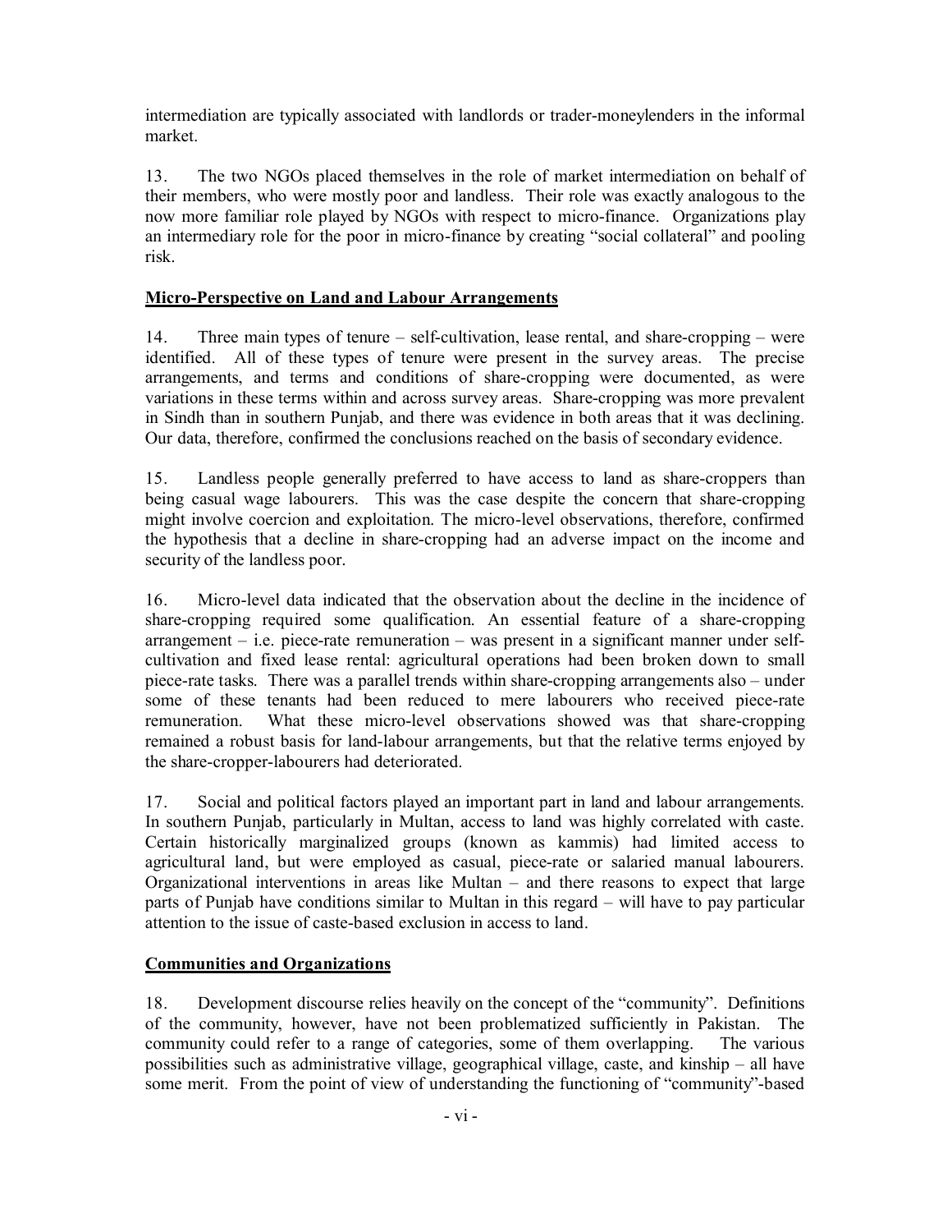intermediation are typically associated with landlords or trader-moneylenders in the informal market.

13. The two NGOs placed themselves in the role of market intermediation on behalf of their members, who were mostly poor and landless. Their role was exactly analogous to the now more familiar role played by NGOs with respect to micro-finance. Organizations play an intermediary role for the poor in micro-finance by creating "social collateral" and pooling risk.

**Micro-Perspective on Land and Labour Arrangements**

14. Three main types of tenure – self-cultivation, lease rental, and share-cropping – were identified. All of these types of tenure were present in the survey areas. The precise arrangements, and terms and conditions of share-cropping were documented, as were variations in these terms within and across survey areas. Share-cropping was more prevalent in Sindh than in southern Punjab, and there was evidence in both areas that it was declining. Our data, therefore, confirmed the conclusions reached on the basis of secondary evidence.

15. Landless people generally preferred to have access to land as share-croppers than being casual wage labourers. This was the case despite the concern that share-cropping might involve coercion and exploitation. The micro-level observations, therefore, confirmed the hypothesis that a decline in share-cropping had an adverse impact on the income and security of the landless poor.

16. Micro-level data indicated that the observation about the decline in the incidence of share-cropping required some qualification. An essential feature of a share-cropping arrangement – i.e. piece-rate remuneration – was present in a significant manner under self-cultivation and fixed lease rental: agricultural operations had been broken down to small piece-rate tasks. There was a parallel trends within share-cropping arrangements also – under some of these tenants had been reduced to mere labourers who received piece-rate remuneration. What these micro-level observations showed was that share-cropping remained a robust basis for land-labour arrangements, but that the relative terms enjoyed by the share-cropper-labourers had deteriorated.

17. Social and political factors played an important part in land and labour arrangements. In southern Punjab, particularly in Multan, access to land was highly correlated with caste. Certain historically marginalized groups (known as kammis) had limited access to agricultural land, but were employed as casual, piece-rate or salaried manual labourers. Organizational interventions in areas like Multan – and there reasons to expect that large parts of Punjab have conditions similar to Multan in this regard – will have to pay particular attention to the issue of caste-based exclusion in access to land.

**Communities and Organizations**

18. Development discourse relies heavily on the concept of the "community". Definitions of the community, however, have not been problematized sufficiently in Pakistan. The community could refer to a range of categories, some of them overlapping. The various possibilities such as administrative village, geographical village, caste, and kinship – all have some merit. From the point of view of understanding the functioning of "community"-based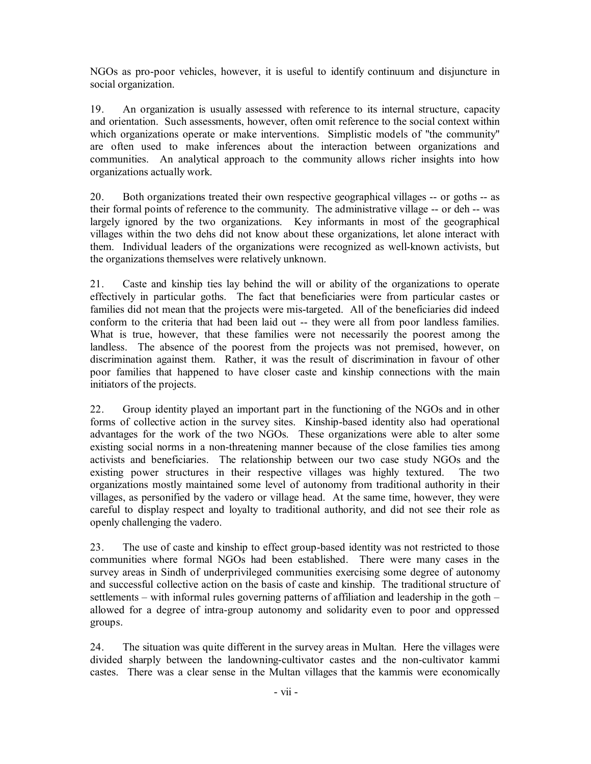NGOs as pro-poor vehicles, however, it is useful to identify continuum and disjuncture in social organization.

19. An organization is usually assessed with reference to its internal structure, capacity and orientation. Such assessments, however, often omit reference to the social context within which organizations operate or make interventions. Simplistic models of "the community" are often used to make inferences about the interaction between organizations and communities. An analytical approach to the community allows richer insights into how organizations actually work.

20. Both organizations treated their own respective geographical villages -- or goths -- as their formal points of reference to the community. The administrative village -- or deh -- was largely ignored by the two organizations. Key informants in most of the geographical villages within the two dehs did not know about these organizations, let alone interact with them. Individual leaders of the organizations were recognized as well-known activists, but the organizations themselves were relatively unknown.

21. Caste and kinship ties lay behind the will or ability of the organizations to operate effectively in particular goths. The fact that beneficiaries were from particular castes or families did not mean that the projects were mis-targeted. All of the beneficiaries did indeed conform to the criteria that had been laid out -- they were all from poor landless families. What is true, however, that these families were not necessarily the poorest among the landless. The absence of the poorest from the projects was not premised, however, on discrimination against them. Rather, it was the result of discrimination in favour of other poor families that happened to have closer caste and kinship connections with the main initiators of the projects.

22. Group identity played an important part in the functioning of the NGOs and in other forms of collective action in the survey sites. Kinship-based identity also had operational advantages for the work of the two NGOs. These organizations were able to alter some existing social norms in a non-threatening manner because of the close families ties among activists and beneficiaries. The relationship between our two case study NGOs and the existing power structures in their respective villages was highly textured. The two organizations mostly maintained some level of autonomy from traditional authority in their villages, as personified by the vadero or village head. At the same time, however, they were careful to display respect and loyalty to traditional authority, and did not see their role as openly challenging the vadero.

23. The use of caste and kinship to effect group-based identity was not restricted to those communities where formal NGOs had been established. There were many cases in the survey areas in Sindh of underprivileged communities exercising some degree of autonomy and successful collective action on the basis of caste and kinship. The traditional structure of settlements – with informal rules governing patterns of affiliation and leadership in the goth – allowed for a degree of intra-group autonomy and solidarity even to poor and oppressed groups.

24. The situation was quite different in the survey areas in Multan. Here the villages were divided sharply between the landowning-cultivator castes and the non-cultivator kammi castes. There was a clear sense in the Multan villages that the kammis were economically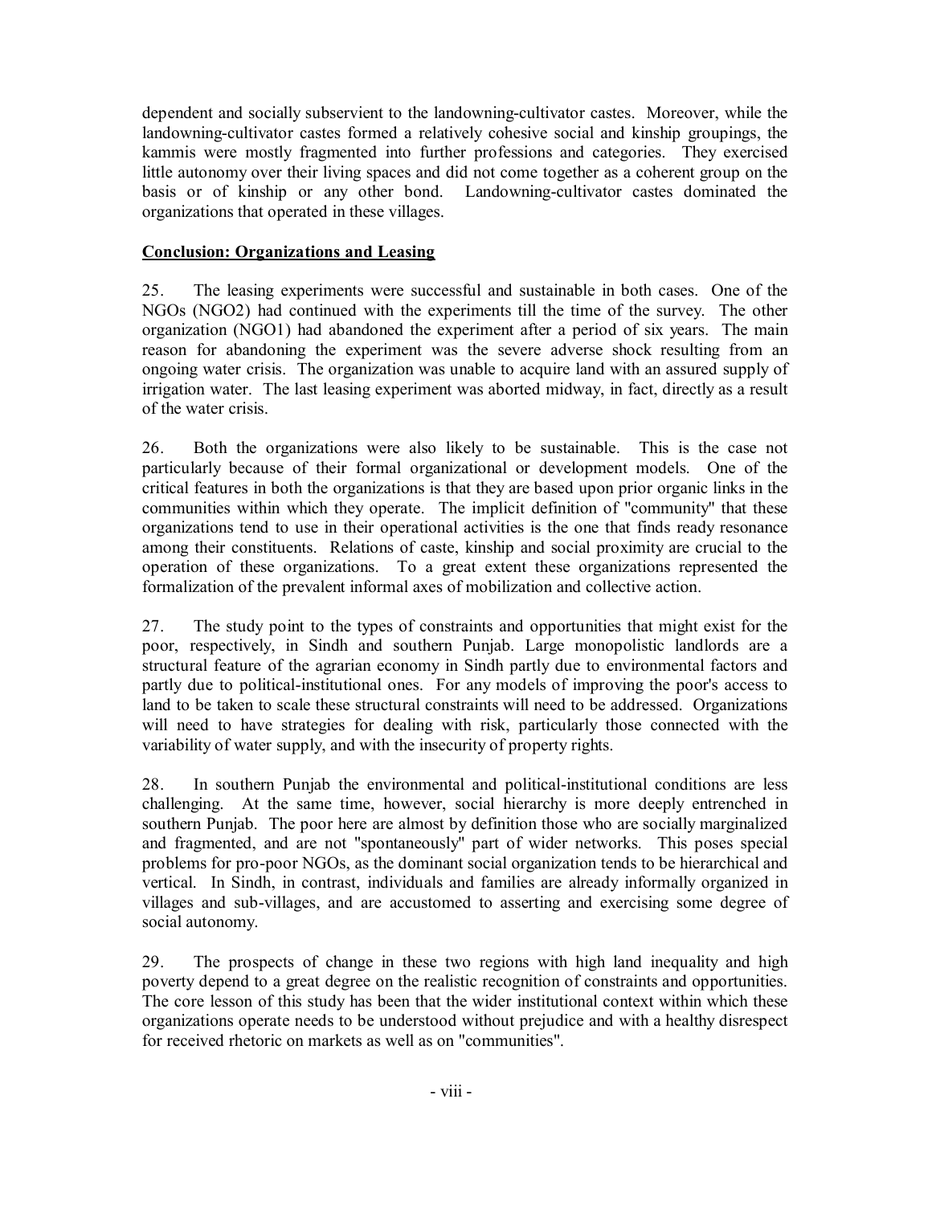dependent and socially subservient to the landowning-cultivator castes. Moreover, while the landowning-cultivator castes formed a relatively cohesive social and kinship groupings, the kammis were mostly fragmented into further professions and categories. They exercised little autonomy over their living spaces and did not come together as a coherent group on the basis or of kinship or any other bond. Landowning-cultivator castes dominated the organizations that operated in these villages.

**Conclusion: Organizations and Leasing**

25. The leasing experiments were successful and sustainable in both cases. One of the NGOs (NGO2) had continued with the experiments till the time of the survey. The other organization (NGO1) had abandoned the experiment after a period of six years. The main reason for abandoning the experiment was the severe adverse shock resulting from an ongoing water crisis. The organization was unable to acquire land with an assured supply of irrigation water. The last leasing experiment was aborted midway, in fact, directly as a result of the water crisis.

26. Both the organizations were also likely to be sustainable. This is the case not particularly because of their formal organizational or development models. One of the critical features in both the organizations is that they are based upon prior organic links in the communities within which they operate. The implicit definition of "community" that these organizations tend to use in their operational activities is the one that finds ready resonance among their constituents. Relations of caste, kinship and social proximity are crucial to the operation of these organizations. To a great extent these organizations represented the formalization of the prevalent informal axes of mobilization and collective action.

27. The study point to the types of constraints and opportunities that might exist for the poor, respectively, in Sindh and southern Punjab. Large monopolistic landlords are a structural feature of the agrarian economy in Sindh partly due to environmental factors and partly due to political-institutional ones. For any models of improving the poor's access to land to be taken to scale these structural constraints will need to be addressed. Organizations will need to have strategies for dealing with risk, particularly those connected with the variability of water supply, and with the insecurity of property rights.

28. In southern Punjab the environmental and political-institutional conditions are less challenging. At the same time, however, social hierarchy is more deeply entrenched in southern Punjab. The poor here are almost by definition those who are socially marginalized and fragmented, and are not "spontaneously" part of wider networks. This poses special problems for pro-poor NGOs, as the dominant social organization tends to be hierarchical and vertical. In Sindh, in contrast, individuals and families are already informally organized in villages and sub-villages, and are accustomed to asserting and exercising some degree of social autonomy.

29. The prospects of change in these two regions with high land inequality and high poverty depend to a great degree on the realistic recognition of constraints and opportunities. The core lesson of this study has been that the wider institutional context within which these organizations operate needs to be understood without prejudice and with a healthy disrespect for received rhetoric on markets as well as on "communities".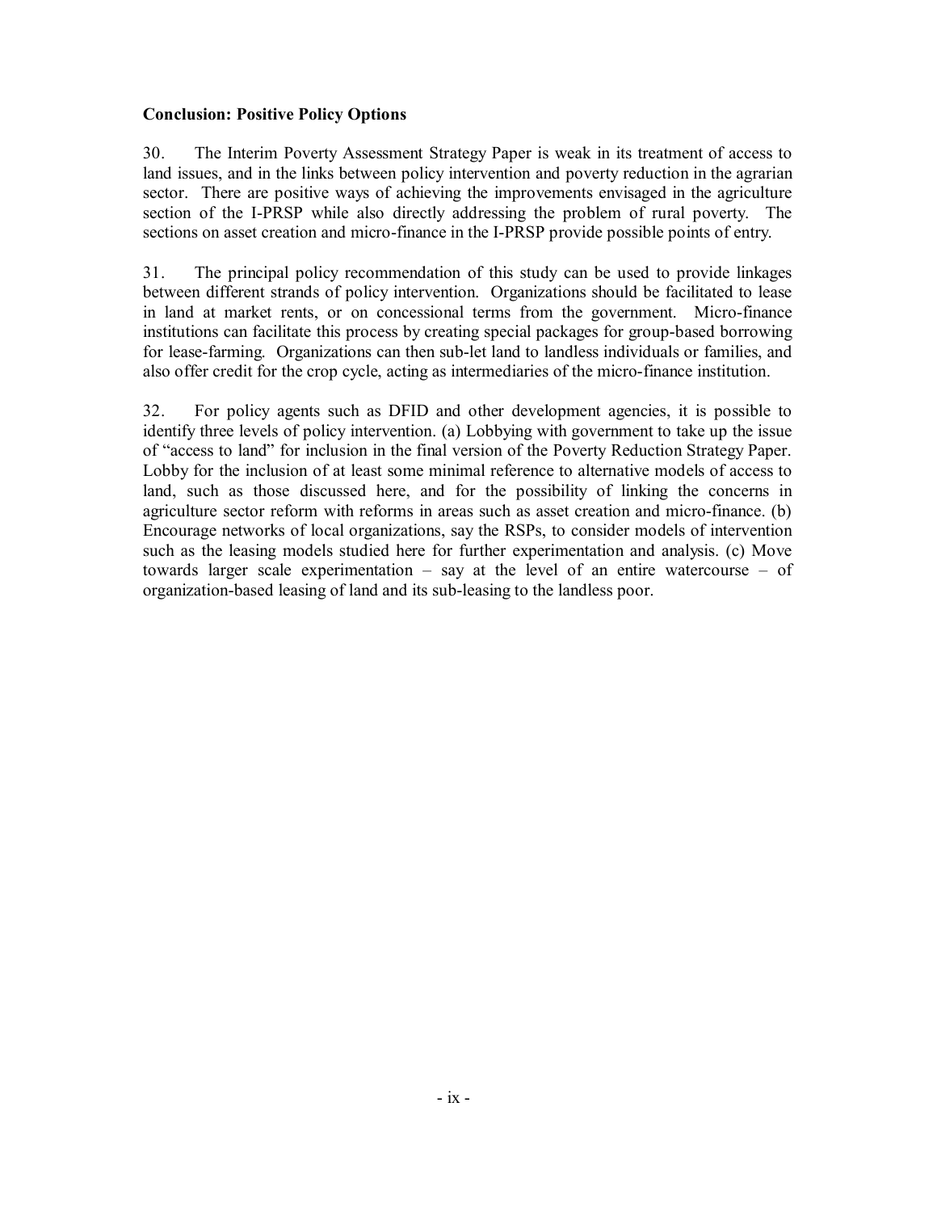**Conclusion: Positive Policy Options**

30. The Interim Poverty Assessment Strategy Paper is weak in its treatment of access to land issues, and in the links between policy intervention and poverty reduction in the agrarian sector. There are positive ways of achieving the improvements envisaged in the agriculture section of the I-PRSP while also directly addressing the problem of rural poverty. The sections on asset creation and micro-finance in the I-PRSP provide possible points of entry.

31. The principal policy recommendation of this study can be used to provide linkages between different strands of policy intervention. Organizations should be facilitated to lease in land at market rents, or on concessional terms from the government. Micro-finance institutions can facilitate this process by creating special packages for group-based borrowing for lease-farming. Organizations can then sub-let land to landless individuals or families, and also offer credit for the crop cycle, acting as intermediaries of the micro-finance institution.

32. For policy agents such as DFID and other development agencies, it is possible to identify three levels of policy intervention. (a) Lobbying with government to take up the issue of "access to land" for inclusion in the final version of the Poverty Reduction Strategy Paper. Lobby for the inclusion of at least some minimal reference to alternative models of access to land, such as those discussed here, and for the possibility of linking the concerns in agriculture sector reform with reforms in areas such as asset creation and micro-finance. (b) Encourage networks of local organizations, say the RSPs, to consider models of intervention such as the leasing models studied here for further experimentation and analysis. (c) Move towards larger scale experimentation – say at the level of an entire watercourse – of organization-based leasing of land and its sub-leasing to the landless poor.